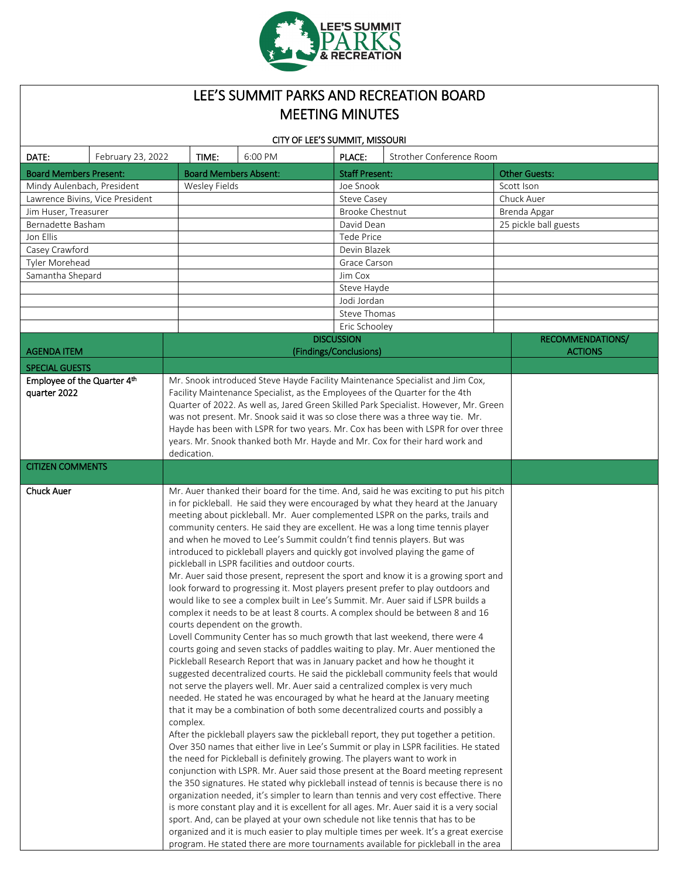# LEE'S SUMMIT PARKS AND RECREATION BOARD MEETING MINUTES

CITY OF LEE'S SUMMIT, MISSOURI

| DATE: | February 23, 2022 | TIME: | 6:00 PM | PLACE: | Strother Conference Room |
|---|---|---|---|---|---|

| Board Members Present: | Board Members Absent: | Staff Present: | Other Guests: |
|---|---|---|---|
| Mindy Aulenbach, President | Wesley Fields | Joe Snook | Scott Ison |
| Lawrence Bivins, Vice President | | Steve Casey | Chuck Auer |
| Jim Huser, Treasurer | | Brooke Chestnut | Brenda Apgar |
| Bernadette Basham | | David Dean | 25 pickle ball guests |
| Jon Ellis | | Tede Price | |
| Casey Crawford | | Devin Blazek | |
| Tyler Morehead | | Grace Carson | |
| Samantha Shepard | | Jim Cox | |
| | | Steve Hayde | |
| | | Jodi Jordan | |
| | | Steve Thomas | |
| | | Eric Schooley | |

| AGENDA ITEM | DISCUSSION (Findings/Conclusions) | RECOMMENDATIONS/ ACTIONS |
|---|---|---|
| **SPECIAL GUESTS** | | |
| **Employee of the Quarter 4th quarter 2022** | Mr. Snook introduced Steve Hayde Facility Maintenance Specialist and Jim Cox, Facility Maintenance Specialist, as the Employees of the Quarter for the 4th Quarter of 2022. As well as, Jared Green Skilled Park Specialist. However, Mr. Green was not present. Mr. Snook said it was so close there was a three way tie. Mr. Hayde has been with LSPR for two years. Mr. Cox has been with LSPR for over three years. Mr. Snook thanked both Mr. Hayde and Mr. Cox for their hard work and dedication. | |
| **CITIZEN COMMENTS** | | |
| **Chuck Auer** | Mr. Auer thanked their board for the time. And, said he was exciting to put his pitch in for pickleball. He said they were encouraged by what they heard at the January meeting about pickleball. Mr. Auer complemented LSPR on the parks, trails and community centers. He said they are excellent. He was a long time tennis player and when he moved to Lee's Summit couldn't find tennis players. But was introduced to pickleball players and quickly got involved playing the game of pickleball in LSPR facilities and outdoor courts.<br>Mr. Auer said those present, represent the sport and know it is a growing sport and look forward to progressing it. Most players present prefer to play outdoors and would like to see a complex built in Lee's Summit. Mr. Auer said if LSPR builds a complex it needs to be at least 8 courts. A complex should be between 8 and 16 courts dependent on the growth.<br>Lovell Community Center has so much growth that last weekend, there were 4 courts going and seven stacks of paddles waiting to play. Mr. Auer mentioned the Pickleball Research Report that was in January packet and how he thought it suggested decentralized courts. He said the pickleball community feels that would not serve the players well. Mr. Auer said a centralized complex is very much needed. He stated he was encouraged by what he heard at the January meeting that it may be a combination of both some decentralized courts and possibly a complex.<br>After the pickleball players saw the pickleball report, they put together a petition. Over 350 names that either live in Lee's Summit or play in LSPR facilities. He stated the need for Pickleball is definitely growing. The players want to work in conjunction with LSPR. Mr. Auer said those present at the Board meeting represent the 350 signatures. He stated why pickleball instead of tennis is because there is no organization needed, it's simpler to learn than tennis and very cost effective. There is more constant play and it is excellent for all ages. Mr. Auer said it is a very social sport. And, can be played at your own schedule not like tennis that has to be organized and it is much easier to play multiple times per week. It's a great exercise program. He stated there are more tournaments available for pickleball in the area | |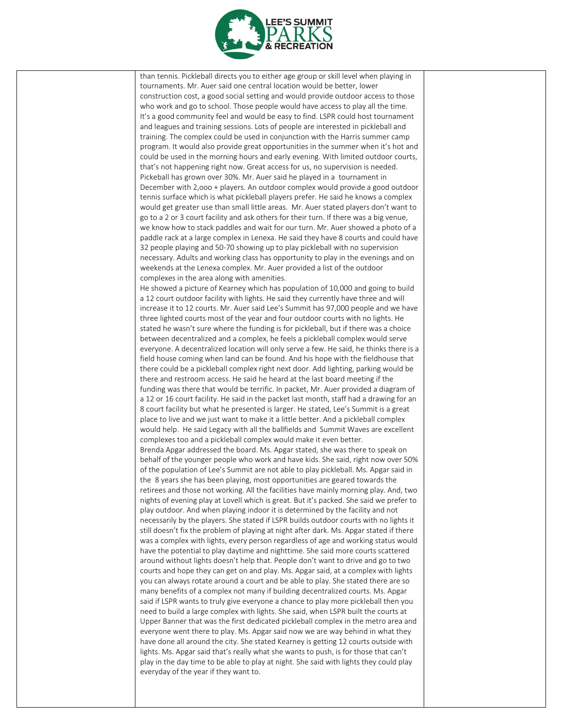than tennis. Pickleball directs you to either age group or skill level when playing in tournaments. Mr. Auer said one central location would be better, lower construction cost, a good social setting and would provide outdoor access to those who work and go to school. Those people would have access to play all the time. It's a good community feel and would be easy to find. LSPR could host tournament and leagues and training sessions. Lots of people are interested in pickleball and training. The complex could be used in conjunction with the Harris summer camp program. It would also provide great opportunities in the summer when it's hot and could be used in the morning hours and early evening. With limited outdoor courts, that's not happening right now. Great access for us, no supervision is needed. Pickeball has grown over 30%. Mr. Auer said he played in a tournament in December with 2,ooo + players. An outdoor complex would provide a good outdoor tennis surface which is what pickleball players prefer. He said he knows a complex would get greater use than small little areas. Mr. Auer stated players don't want to go to a 2 or 3 court facility and ask others for their turn. If there was a big venue, we know how to stack paddles and wait for our turn. Mr. Auer showed a photo of a paddle rack at a large complex in Lenexa. He said they have 8 courts and could have 32 people playing and 50-70 showing up to play pickleball with no supervision necessary. Adults and working class has opportunity to play in the evenings and on weekends at the Lenexa complex. Mr. Auer provided a list of the outdoor complexes in the area along with amenities.

He showed a picture of Kearney which has population of 10,000 and going to build a 12 court outdoor facility with lights. He said they currently have three and will increase it to 12 courts. Mr. Auer said Lee's Summit has 97,000 people and we have three lighted courts most of the year and four outdoor courts with no lights. He stated he wasn't sure where the funding is for pickleball, but if there was a choice between decentralized and a complex, he feels a pickleball complex would serve everyone. A decentralized location will only serve a few. He said, he thinks there is a field house coming when land can be found. And his hope with the fieldhouse that there could be a pickleball complex right next door. Add lighting, parking would be there and restroom access. He said he heard at the last board meeting if the funding was there that would be terrific. In packet, Mr. Auer provided a diagram of a 12 or 16 court facility. He said in the packet last month, staff had a drawing for an 8 court facility but what he presented is larger. He stated, Lee's Summit is a great place to live and we just want to make it a little better. And a pickleball complex would help. He said Legacy with all the ballfields and Summit Waves are excellent complexes too and a pickleball complex would make it even better.

Brenda Apgar addressed the board. Ms. Apgar stated, she was there to speak on behalf of the younger people who work and have kids. She said, right now over 50% of the population of Lee's Summit are not able to play pickleball. Ms. Apgar said in the 8 years she has been playing, most opportunities are geared towards the retirees and those not working. All the facilities have mainly morning play. And, two nights of evening play at Lovell which is great. But it's packed. She said we prefer to play outdoor. And when playing indoor it is determined by the facility and not necessarily by the players. She stated if LSPR builds outdoor courts with no lights it still doesn't fix the problem of playing at night after dark. Ms. Apgar stated if there was a complex with lights, every person regardless of age and working status would have the potential to play daytime and nighttime. She said more courts scattered around without lights doesn't help that. People don't want to drive and go to two courts and hope they can get on and play. Ms. Apgar said, at a complex with lights you can always rotate around a court and be able to play. She stated there are so many benefits of a complex not many if building decentralized courts. Ms. Apgar said if LSPR wants to truly give everyone a chance to play more pickleball then you need to build a large complex with lights. She said, when LSPR built the courts at Upper Banner that was the first dedicated pickleball complex in the metro area and everyone went there to play. Ms. Apgar said now we are way behind in what they have done all around the city. She stated Kearney is getting 12 courts outside with lights. Ms. Apgar said that's really what she wants to push, is for those that can't play in the day time to be able to play at night. She said with lights they could play everyday of the year if they want to.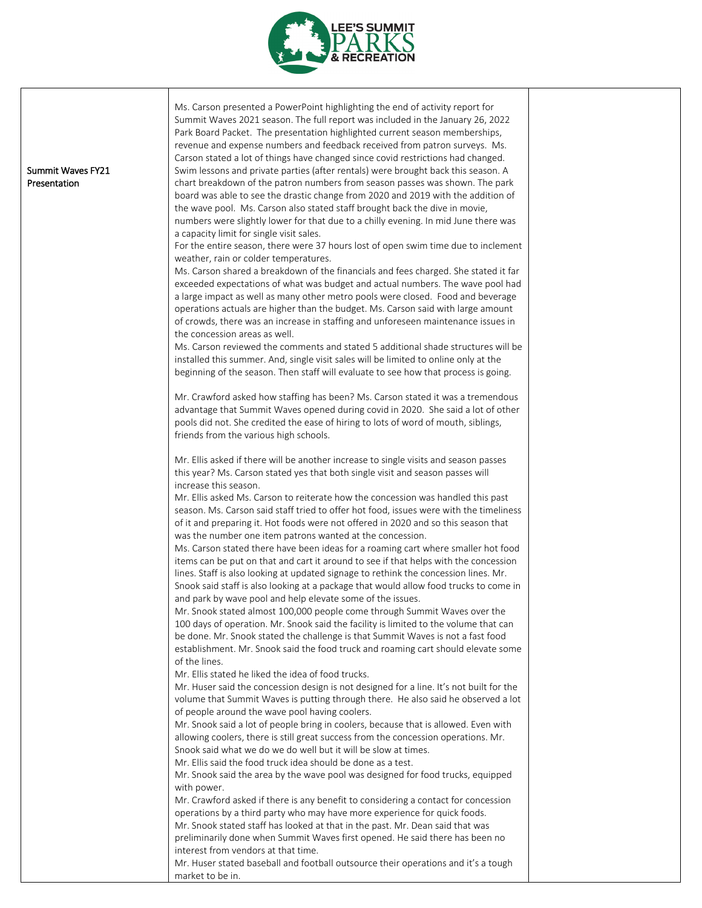| | | |
|---|---|---|
| Summit Waves FY21 Presentation | Ms. Carson presented a PowerPoint highlighting the end of activity report for Summit Waves 2021 season. The full report was included in the January 26, 2022 Park Board Packet. The presentation highlighted current season memberships, revenue and expense numbers and feedback received from patron surveys. Ms. Carson stated a lot of things have changed since covid restrictions had changed. Swim lessons and private parties (after rentals) were brought back this season. A chart breakdown of the patron numbers from season passes was shown. The park board was able to see the drastic change from 2020 and 2019 with the addition of the wave pool. Ms. Carson also stated staff brought back the dive in movie, numbers were slightly lower for that due to a chilly evening. In mid June there was a capacity limit for single visit sales.<br>For the entire season, there were 37 hours lost of open swim time due to inclement weather, rain or colder temperatures.<br>Ms. Carson shared a breakdown of the financials and fees charged. She stated it far exceeded expectations of what was budget and actual numbers. The wave pool had a large impact as well as many other metro pools were closed. Food and beverage operations actuals are higher than the budget. Ms. Carson said with large amount of crowds, there was an increase in staffing and unforeseen maintenance issues in the concession areas as well.<br>Ms. Carson reviewed the comments and stated 5 additional shade structures will be installed this summer. And, single visit sales will be limited to online only at the beginning of the season. Then staff will evaluate to see how that process is going.<br><br>Mr. Crawford asked how staffing has been? Ms. Carson stated it was a tremendous advantage that Summit Waves opened during covid in 2020. She said a lot of other pools did not. She credited the ease of hiring to lots of word of mouth, siblings, friends from the various high schools.<br><br>Mr. Ellis asked if there will be another increase to single visits and season passes this year? Ms. Carson stated yes that both single visit and season passes will increase this season.<br>Mr. Ellis asked Ms. Carson to reiterate how the concession was handled this past season. Ms. Carson said staff tried to offer hot food, issues were with the timeliness of it and preparing it. Hot foods were not offered in 2020 and so this season that was the number one item patrons wanted at the concession.<br>Ms. Carson stated there have been ideas for a roaming cart where smaller hot food items can be put on that and cart it around to see if that helps with the concession lines. Staff is also looking at updated signage to rethink the concession lines. Mr. Snook said staff is also looking at a package that would allow food trucks to come in and park by wave pool and help elevate some of the issues.<br>Mr. Snook stated almost 100,000 people come through Summit Waves over the 100 days of operation. Mr. Snook said the facility is limited to the volume that can be done. Mr. Snook stated the challenge is that Summit Waves is not a fast food establishment. Mr. Snook said the food truck and roaming cart should elevate some of the lines.<br>Mr. Ellis stated he liked the idea of food trucks.<br>Mr. Huser said the concession design is not designed for a line. It's not built for the volume that Summit Waves is putting through there. He also said he observed a lot of people around the wave pool having coolers.<br>Mr. Snook said a lot of people bring in coolers, because that is allowed. Even with allowing coolers, there is still great success from the concession operations. Mr. Snook said what we do we do well but it will be slow at times.<br>Mr. Ellis said the food truck idea should be done as a test.<br>Mr. Snook said the area by the wave pool was designed for food trucks, equipped with power.<br>Mr. Crawford asked if there is any benefit to considering a contact for concession operations by a third party who may have more experience for quick foods.<br>Mr. Snook stated staff has looked at that in the past. Mr. Dean said that was preliminarily done when Summit Waves first opened. He said there has been no interest from vendors at that time.<br>Mr. Huser stated baseball and football outsource their operations and it's a tough market to be in. | |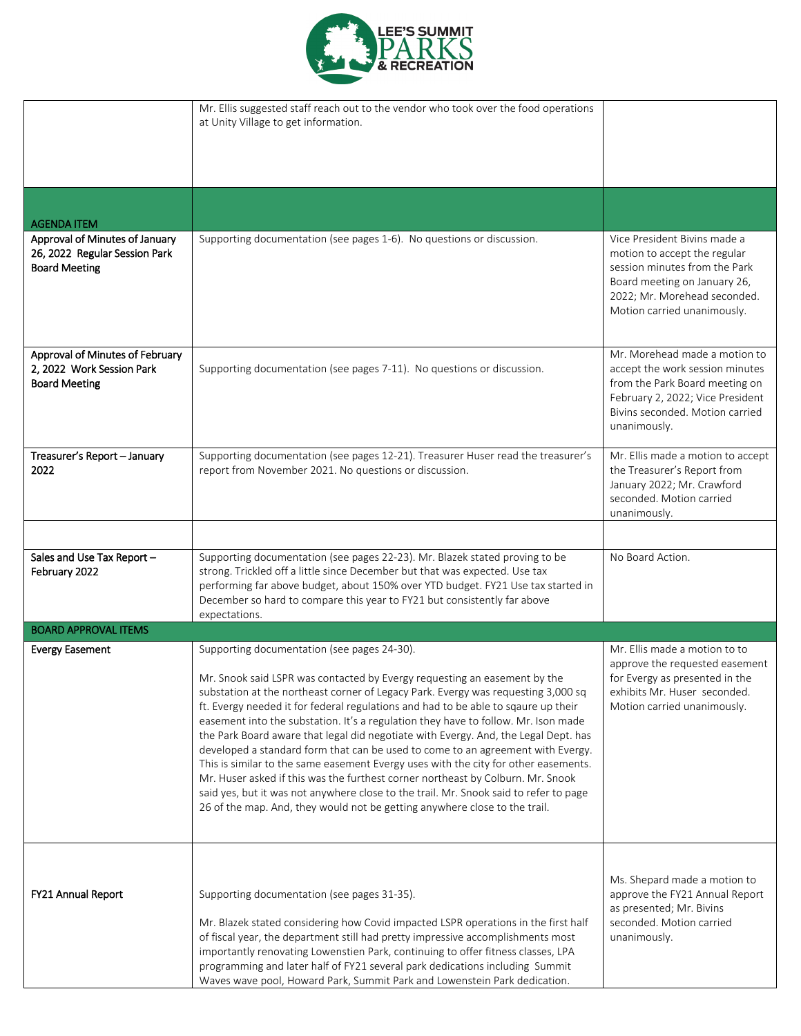| | | |
|---|---|---|
| | Mr. Ellis suggested staff reach out to the vendor who took over the food operations at Unity Village to get information. | |
| **AGENDA ITEM** | | |
| **Approval of Minutes of January 26, 2022 Regular Session Park Board Meeting** | Supporting documentation (see pages 1-6). No questions or discussion. | Vice President Bivins made a motion to accept the regular session minutes from the Park Board meeting on January 26, 2022; Mr. Morehead seconded. Motion carried unanimously. |
| **Approval of Minutes of February 2, 2022 Work Session Park Board Meeting** | Supporting documentation (see pages 7-11). No questions or discussion. | Mr. Morehead made a motion to accept the work session minutes from the Park Board meeting on February 2, 2022; Vice President Bivins seconded. Motion carried unanimously. |
| **Treasurer's Report – January 2022** | Supporting documentation (see pages 12-21). Treasurer Huser read the treasurer's report from November 2021. No questions or discussion. | Mr. Ellis made a motion to accept the Treasurer's Report from January 2022; Mr. Crawford seconded. Motion carried unanimously. |
| | | |
| **Sales and Use Tax Report – February 2022** | Supporting documentation (see pages 22-23). Mr. Blazek stated proving to be strong. Trickled off a little since December but that was expected. Use tax performing far above budget, about 150% over YTD budget. FY21 Use tax started in December so hard to compare this year to FY21 but consistently far above expectations. | No Board Action. |
| **BOARD APPROVAL ITEMS** | | |
| **Evergy Easement** | Supporting documentation (see pages 24-30).<br><br>Mr. Snook said LSPR was contacted by Evergy requesting an easement by the substation at the northeast corner of Legacy Park. Evergy was requesting 3,000 sq ft. Evergy needed it for federal regulations and had to be able to sqaure up their easement into the substation. It's a regulation they have to follow. Mr. Ison made the Park Board aware that legal did negotiate with Evergy. And, the Legal Dept. has developed a standard form that can be used to come to an agreement with Evergy. This is similar to the same easement Evergy uses with the city for other easements. Mr. Huser asked if this was the furthest corner northeast by Colburn. Mr. Snook said yes, but it was not anywhere close to the trail. Mr. Snook said to refer to page 26 of the map. And, they would not be getting anywhere close to the trail. | Mr. Ellis made a motion to to approve the requested easement for Evergy as presented in the exhibits Mr. Huser seconded. Motion carried unanimously. |
| **FY21 Annual Report** | Supporting documentation (see pages 31-35).<br><br>Mr. Blazek stated considering how Covid impacted LSPR operations in the first half of fiscal year, the department still had pretty impressive accomplishments most importantly renovating Lowenstien Park, continuing to offer fitness classes, LPA programming and later half of FY21 several park dedications including Summit Waves wave pool, Howard Park, Summit Park and Lowenstein Park dedication. | Ms. Shepard made a motion to approve the FY21 Annual Report as presented; Mr. Bivins seconded. Motion carried unanimously. |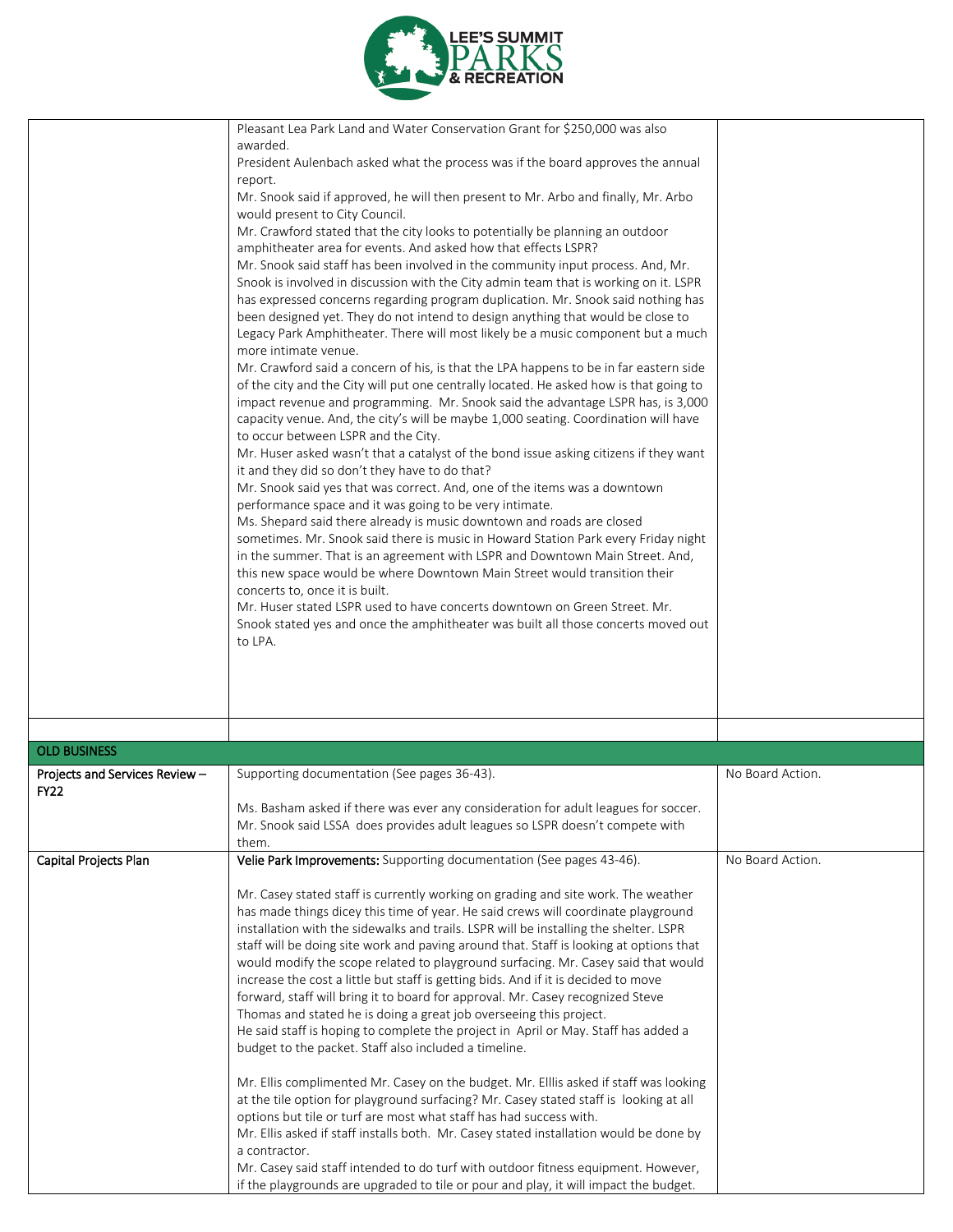| | | |
|---|---|---|
| | Pleasant Lea Park Land and Water Conservation Grant for $250,000 was also awarded.<br>President Aulenbach asked what the process was if the board approves the annual report.<br>Mr. Snook said if approved, he will then present to Mr. Arbo and finally, Mr. Arbo would present to City Council.<br>Mr. Crawford stated that the city looks to potentially be planning an outdoor amphitheater area for events. And asked how that effects LSPR?<br>Mr. Snook said staff has been involved in the community input process. And, Mr. Snook is involved in discussion with the City admin team that is working on it. LSPR has expressed concerns regarding program duplication. Mr. Snook said nothing has been designed yet. They do not intend to design anything that would be close to Legacy Park Amphitheater. There will most likely be a music component but a much more intimate venue.<br>Mr. Crawford said a concern of his, is that the LPA happens to be in far eastern side of the city and the City will put one centrally located. He asked how is that going to impact revenue and programming. Mr. Snook said the advantage LSPR has, is 3,000 capacity venue. And, the city's will be maybe 1,000 seating. Coordination will have to occur between LSPR and the City.<br>Mr. Huser asked wasn't that a catalyst of the bond issue asking citizens if they want it and they did so don't they have to do that?<br>Mr. Snook said yes that was correct. And, one of the items was a downtown performance space and it was going to be very intimate.<br>Ms. Shepard said there already is music downtown and roads are closed sometimes. Mr. Snook said there is music in Howard Station Park every Friday night in the summer. That is an agreement with LSPR and Downtown Main Street. And, this new space would be where Downtown Main Street would transition their concerts to, once it is built.<br>Mr. Huser stated LSPR used to have concerts downtown on Green Street. Mr. Snook stated yes and once the amphitheater was built all those concerts moved out to LPA. | |
| | | |
| **OLD BUSINESS** | | |
| Projects and Services Review – FY22 | Supporting documentation (See pages 36-43).<br><br>Ms. Basham asked if there was ever any consideration for adult leagues for soccer. Mr. Snook said LSSA does provides adult leagues so LSPR doesn't compete with them. | No Board Action. |
| Capital Projects Plan | **Velie Park Improvements:** Supporting documentation (See pages 43-46).<br><br>Mr. Casey stated staff is currently working on grading and site work. The weather has made things dicey this time of year. He said crews will coordinate playground installation with the sidewalks and trails. LSPR will be installing the shelter. LSPR staff will be doing site work and paving around that. Staff is looking at options that would modify the scope related to playground surfacing. Mr. Casey said that would increase the cost a little but staff is getting bids. And if it is decided to move forward, staff will bring it to board for approval. Mr. Casey recognized Steve Thomas and stated he is doing a great job overseeing this project.<br>He said staff is hoping to complete the project in April or May. Staff has added a budget to the packet. Staff also included a timeline.<br><br>Mr. Ellis complimented Mr. Casey on the budget. Mr. Elllis asked if staff was looking at the tile option for playground surfacing? Mr. Casey stated staff is looking at all options but tile or turf are most what staff has had success with.<br>Mr. Ellis asked if staff installs both. Mr. Casey stated installation would be done by a contractor.<br>Mr. Casey said staff intended to do turf with outdoor fitness equipment. However, if the playgrounds are upgraded to tile or pour and play, it will impact the budget. | No Board Action. |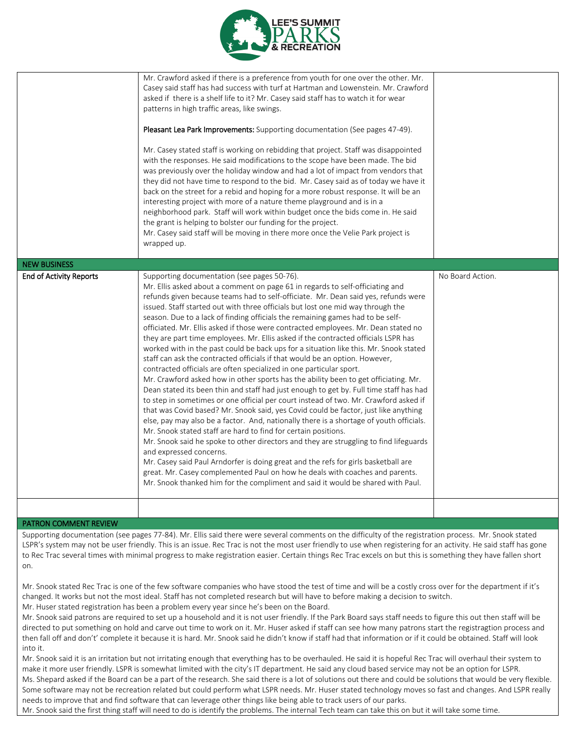| | | |
|---|---|---|
| | Mr. Crawford asked if there is a preference from youth for one over the other. Mr. Casey said staff has had success with turf at Hartman and Lowenstein. Mr. Crawford asked if there is a shelf life to it? Mr. Casey said staff has to watch it for wear patterns in high traffic areas, like swings.<br><br>**Pleasant Lea Park Improvements:** Supporting documentation (See pages 47-49).<br><br>Mr. Casey stated staff is working on rebidding that project. Staff was disappointed with the responses. He said modifications to the scope have been made. The bid was previously over the holiday window and had a lot of impact from vendors that they did not have time to respond to the bid. Mr. Casey said as of today we have it back on the street for a rebid and hoping for a more robust response. It will be an interesting project with more of a nature theme playground and is in a neighborhood park. Staff will work within budget once the bids come in. He said the grant is helping to bolster our funding for the project.<br>Mr. Casey said staff will be moving in there more once the Velie Park project is wrapped up. | |
| **NEW BUSINESS** | | |
| **End of Activity Reports** | Supporting documentation (see pages 50-76).<br>Mr. Ellis asked about a comment on page 61 in regards to self-officiating and refunds given because teams had to self-officiate. Mr. Dean said yes, refunds were issued. Staff started out with three officials but lost one mid way through the season. Due to a lack of finding officials the remaining games had to be self-officiated. Mr. Ellis asked if those were contracted employees. Mr. Dean stated no they are part time employees. Mr. Ellis asked if the contracted officials LSPR has worked with in the past could be back ups for a situation like this. Mr. Snook stated staff can ask the contracted officials if that would be an option. However, contracted officials are often specialized in one particular sport.<br>Mr. Crawford asked how in other sports has the ability been to get officiating. Mr. Dean stated its been thin and staff had just enough to get by. Full time staff has had to step in sometimes or one official per court instead of two. Mr. Crawford asked if that was Covid based? Mr. Snook said, yes Covid could be factor, just like anything else, pay may also be a factor. And, nationally there is a shortage of youth officials. Mr. Snook stated staff are hard to find for certain positions.<br>Mr. Snook said he spoke to other directors and they are struggling to find lifeguards and expressed concerns.<br>Mr. Casey said Paul Arndorfer is doing great and the refs for girls basketball are great. Mr. Casey complemented Paul on how he deals with coaches and parents. Mr. Snook thanked him for the compliment and said it would be shared with Paul. | No Board Action. |
| | | |

**PATRON COMMENT REVIEW**

Supporting documentation (see pages 77-84). Mr. Ellis said there were several comments on the difficulty of the registration process. Mr. Snook stated LSPR's system may not be user friendly. This is an issue. Rec Trac is not the most user friendly to use when registering for an activity. He said staff has gone to Rec Trac several times with minimal progress to make registration easier. Certain things Rec Trac excels on but this is something they have fallen short on.

Mr. Snook stated Rec Trac is one of the few software companies who have stood the test of time and will be a costly cross over for the department if it's changed. It works but not the most ideal. Staff has not completed research but will have to before making a decision to switch.
Mr. Huser stated registration has been a problem every year since he's been on the Board.
Mr. Snook said patrons are required to set up a household and it is not user friendly. If the Park Board says staff needs to figure this out then staff will be directed to put something on hold and carve out time to work on it. Mr. Huser asked if staff can see how many patrons start the registragtion process and then fall off and don't' complete it because it is hard. Mr. Snook said he didn't know if staff had that information or if it could be obtained. Staff will look into it.
Mr. Snook said it is an irritation but not irritating enough that everything has to be overhauled. He said it is hopeful Rec Trac will overhaul their system to make it more user friendly. LSPR is somewhat limited with the city's IT department. He said any cloud based service may not be an option for LSPR.
Ms. Shepard asked if the Board can be a part of the research. She said there is a lot of solutions out there and could be solutions that would be very flexible. Some software may not be recreation related but could perform what LSPR needs. Mr. Huser stated technology moves so fast and changes. And LSPR really needs to improve that and find software that can leverage other things like being able to track users of our parks.
Mr. Snook said the first thing staff will need to do is identify the problems. The internal Tech team can take this on but it will take some time.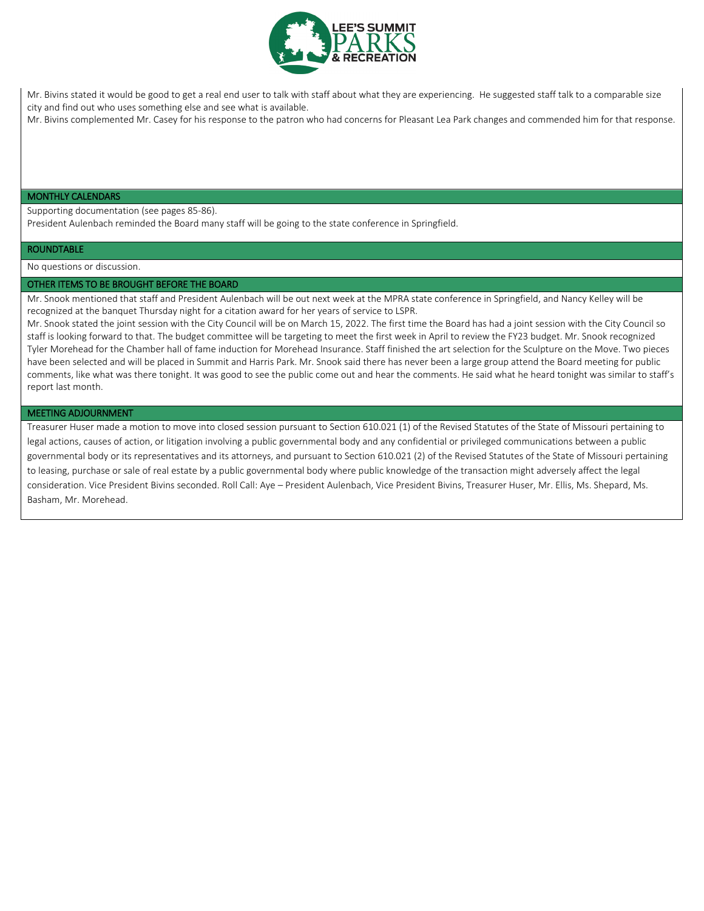Mr. Bivins stated it would be good to get a real end user to talk with staff about what they are experiencing. He suggested staff talk to a comparable size city and find out who uses something else and see what is available.

Mr. Bivins complemented Mr. Casey for his response to the patron who had concerns for Pleasant Lea Park changes and commended him for that response.

## MONTHLY CALENDARS

Supporting documentation (see pages 85-86).

President Aulenbach reminded the Board many staff will be going to the state conference in Springfield.

## ROUNDTABLE

No questions or discussion.

## OTHER ITEMS TO BE BROUGHT BEFORE THE BOARD

Mr. Snook mentioned that staff and President Aulenbach will be out next week at the MPRA state conference in Springfield, and Nancy Kelley will be recognized at the banquet Thursday night for a citation award for her years of service to LSPR.

Mr. Snook stated the joint session with the City Council will be on March 15, 2022. The first time the Board has had a joint session with the City Council so staff is looking forward to that. The budget committee will be targeting to meet the first week in April to review the FY23 budget. Mr. Snook recognized Tyler Morehead for the Chamber hall of fame induction for Morehead Insurance. Staff finished the art selection for the Sculpture on the Move. Two pieces have been selected and will be placed in Summit and Harris Park. Mr. Snook said there has never been a large group attend the Board meeting for public comments, like what was there tonight. It was good to see the public come out and hear the comments. He said what he heard tonight was similar to staff's report last month.

## MEETING ADJOURNMENT

Treasurer Huser made a motion to move into closed session pursuant to Section 610.021 (1) of the Revised Statutes of the State of Missouri pertaining to legal actions, causes of action, or litigation involving a public governmental body and any confidential or privileged communications between a public governmental body or its representatives and its attorneys, and pursuant to Section 610.021 (2) of the Revised Statutes of the State of Missouri pertaining to leasing, purchase or sale of real estate by a public governmental body where public knowledge of the transaction might adversely affect the legal consideration. Vice President Bivins seconded. Roll Call: Aye – President Aulenbach, Vice President Bivins, Treasurer Huser, Mr. Ellis, Ms. Shepard, Ms. Basham, Mr. Morehead.